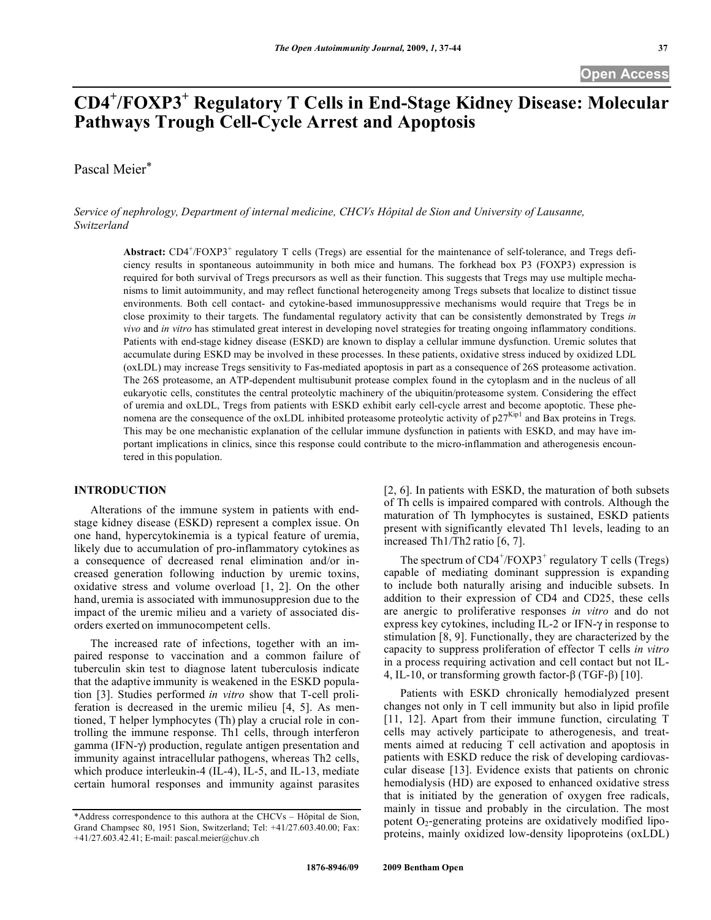# CD4+/FOXP3+ Regulatory T Cells in End-Stage Kidney Disease: Molecular Pathways Trough Cell-Cycle Arrest and Apoptosis

Pascal Meier*

*Service of nephrology, Department of internal medicine, CHCVs Hôpital de Sion and University of Lausanne, Switzerland*

**Abstract:** $CD4^+/FOXP3^+$ regulatory T cells (Tregs) are essential for the maintenance of self-tolerance, and Tregs deficiency results in spontaneous autoimmunity in both mice and humans. The forkhead box P3 (FOXP3) expression is required for both survival of Tregs precursors as well as their function. This suggests that Tregs may use multiple mechanisms to limit autoimmunity, and may reflect functional heterogeneity among Tregs subsets that localize to distinct tissue environments. Both cell contact- and cytokine-based immunosuppressive mechanisms would require that Tregs be in close proximity to their targets. The fundamental regulatory activity that can be consistently demonstrated by Tregs *in vivo* and *in vitro* has stimulated great interest in developing novel strategies for treating ongoing inflammatory conditions. Patients with end-stage kidney disease (ESKD) are known to display a cellular immune dysfunction. Uremic solutes that accumulate during ESKD may be involved in these processes. In these patients, oxidative stress induced by oxidized LDL (oxLDL) may increase Tregs sensitivity to Fas-mediated apoptosis in part as a consequence of 26S proteasome activation. The 26S proteasome, an ATP-dependent multisubunit protease complex found in the cytoplasm and in the nucleus of all eukaryotic cells, constitutes the central proteolytic machinery of the ubiquitin/proteasome system. Considering the effect of uremia and oxLDL, Tregs from patients with ESKD exhibit early cell-cycle arrest and become apoptotic. These phenomena are the consequence of the oxLDL inhibited proteasome proteolytic activity of $p27^{Kip1}$ and Bax proteins in Tregs. This may be one mechanistic explanation of the cellular immune dysfunction in patients with ESKD, and may have important implications in clinics, since this response could contribute to the micro-inflammation and atherogenesis encountered in this population.

## INTRODUCTION

Alterations of the immune system in patients with end-stage kidney disease (ESKD) represent a complex issue. On one hand, hypercytokinemia is a typical feature of uremia, likely due to accumulation of pro-inflammatory cytokines as a consequence of decreased renal elimination and/or increased generation following induction by uremic toxins, oxidative stress and volume overload [1, 2]. On the other hand, uremia is associated with immunosuppresion due to the impact of the uremic milieu and a variety of associated disorders exerted on immunocompetent cells.

The increased rate of infections, together with an impaired response to vaccination and a common failure of tuberculin skin test to diagnose latent tuberculosis indicate that the adaptive immunity is weakened in the ESKD population [3]. Studies performed *in vitro* show that T-cell proliferation is decreased in the uremic milieu [4, 5]. As mentioned, T helper lymphocytes (Th) play a crucial role in controlling the immune response. Th1 cells, through interferon gamma (IFN-γ) production, regulate antigen presentation and immunity against intracellular pathogens, whereas Th2 cells, which produce interleukin-4 (IL-4), IL-5, and IL-13, mediate certain humoral responses and immunity against parasites [2, 6]. In patients with ESKD, the maturation of both subsets of Th cells is impaired compared with controls. Although the maturation of Th lymphocytes is sustained, ESKD patients present with significantly elevated Th1 levels, leading to an increased Th1/Th2 ratio [6, 7].

The spectrum of $CD4^+/FOXP3^+$ regulatory T cells (Tregs) capable of mediating dominant suppression is expanding to include both naturally arising and inducible subsets. In addition to their expression of CD4 and CD25, these cells are anergic to proliferative responses *in vitro* and do not express key cytokines, including IL-2 or IFN-γ in response to stimulation [8, 9]. Functionally, they are characterized by the capacity to suppress proliferation of effector T cells *in vitro* in a process requiring activation and cell contact but not IL-4, IL-10, or transforming growth factor-β (TGF-β) [10].

Patients with ESKD chronically hemodialyzed present changes not only in T cell immunity but also in lipid profile [11, 12]. Apart from their immune function, circulating T cells may actively participate to atherogenesis, and treatments aimed at reducing T cell activation and apoptosis in patients with ESKD reduce the risk of developing cardiovascular disease [13]. Evidence exists that patients on chronic hemodialysis (HD) are exposed to enhanced oxidative stress that is initiated by the generation of oxygen free radicals, mainly in tissue and probably in the circulation. The most potent $O_2$-generating proteins are oxidatively modified lipoproteins, mainly oxidized low-density lipoproteins (oxLDL)

*Address correspondence to this authora at the CHCVs – Hôpital de Sion, Grand Champsec 80, 1951 Sion, Switzerland; Tel: +41/27.603.40.00; Fax: +41/27.603.42.41; E-mail: pascal.meier@chuv.ch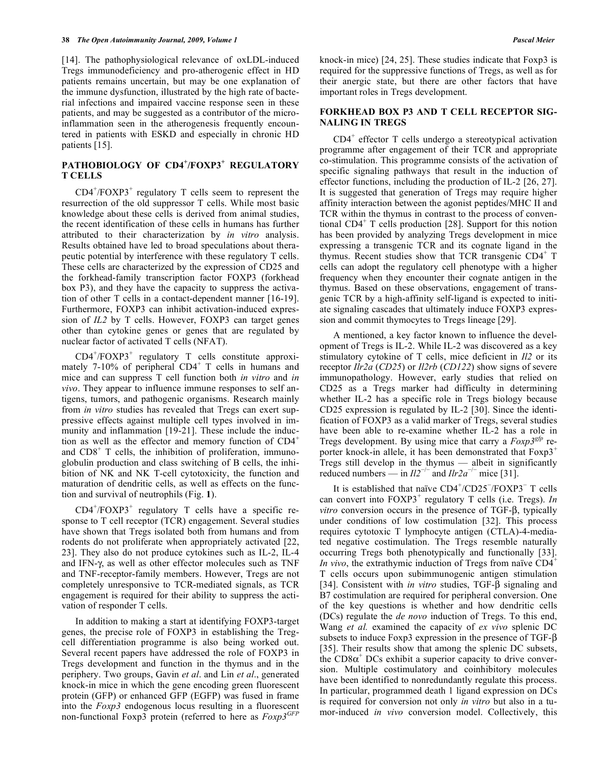[14]. The pathophysiological relevance of oxLDL-induced Tregs immunodeficiency and pro-atherogenic effect in HD patients remains uncertain, but may be one explanation of the immune dysfunction, illustrated by the high rate of bacterial infections and impaired vaccine response seen in these patients, and may be suggested as a contributor of the micro-inflammation seen in the atherogenesis frequently encountered in patients with ESKD and especially in chronic HD patients [15].

## PATHOBIOLOGY OF CD4$^+$/FOXP3$^+$ REGULATORY T CELLS

CD4$^+$/FOXP3$^+$ regulatory T cells seem to represent the resurrection of the old suppressor T cells. While most basic knowledge about these cells is derived from animal studies, the recent identification of these cells in humans has further attributed to their characterization by *in vitro* analysis. Results obtained have led to broad speculations about therapeutic potential by interference with these regulatory T cells. These cells are characterized by the expression of CD25 and the forkhead-family transcription factor FOXP3 (forkhead box P3), and they have the capacity to suppress the activation of other T cells in a contact-dependent manner [16-19]. Furthermore, FOXP3 can inhibit activation-induced expression of *IL2* by T cells. However, FOXP3 can target genes other than cytokine genes or genes that are regulated by nuclear factor of activated T cells (NFAT).

CD4$^+$/FOXP3$^+$ regulatory T cells constitute approximately 7-10% of peripheral CD4$^+$ T cells in humans and mice and can suppress T cell function both *in vitro* and *in vivo*. They appear to influence immune responses to self antigens, tumors, and pathogenic organisms. Research mainly from *in vitro* studies has revealed that Tregs can exert suppressive effects against multiple cell types involved in immunity and inflammation [19-21]. These include the induction as well as the effector and memory function of CD4$^+$ and CD8$^+$ T cells, the inhibition of proliferation, immunoglobulin production and class switching of B cells, the inhibition of NK and NK T-cell cytotoxicity, the function and maturation of dendritic cells, as well as effects on the function and survival of neutrophils (Fig. **1**).

CD4$^+$/FOXP3$^+$ regulatory T cells have a specific response to T cell receptor (TCR) engagement. Several studies have shown that Tregs isolated both from humans and from rodents do not proliferate when appropriately activated [22, 23]. They also do not produce cytokines such as IL-2, IL-4 and IFN-γ, as well as other effector molecules such as TNF and TNF-receptor-family members. However, Tregs are not completely unresponsive to TCR-mediated signals, as TCR engagement is required for their ability to suppress the activation of responder T cells.

In addition to making a start at identifying FOXP3-target genes, the precise role of FOXP3 in establishing the Treg-cell differentiation programme is also being worked out. Several recent papers have addressed the role of FOXP3 in Tregs development and function in the thymus and in the periphery. Two groups, Gavin *et al*. and Lin *et al*., generated knock-in mice in which the gene encoding green fluorescent protein (GFP) or enhanced GFP (EGFP) was fused in frame into the *Foxp3* endogenous locus resulting in a fluorescent non-functional Foxp3 protein (referred to here as *Foxp3$^{GFP}$* knock-in mice) [24, 25]. These studies indicate that Foxp3 is required for the suppressive functions of Tregs, as well as for their anergic state, but there are other factors that have important roles in Tregs development.

## FORKHEAD BOX P3 AND T CELL RECEPTOR SIGNALING IN TREGS

CD4$^+$ effector T cells undergo a stereotypical activation programme after engagement of their TCR and appropriate co-stimulation. This programme consists of the activation of specific signaling pathways that result in the induction of effector functions, including the production of IL-2 [26, 27]. It is suggested that generation of Tregs may require higher affinity interaction between the agonist peptides/MHC II and TCR within the thymus in contrast to the process of conventional CD4$^+$ T cells production [28]. Support for this notion has been provided by analyzing Tregs development in mice expressing a transgenic TCR and its cognate ligand in the thymus. Recent studies show that TCR transgenic CD4$^+$ T cells can adopt the regulatory cell phenotype with a higher frequency when they encounter their cognate antigen in the thymus. Based on these observations, engagement of transgenic TCR by a high-affinity self-ligand is expected to initiate signaling cascades that ultimately induce FOXP3 expression and commit thymocytes to Tregs lineage [29].

A mentioned, a key factor known to influence the development of Tregs is IL-2. While IL-2 was discovered as a key stimulatory cytokine of T cells, mice deficient in *Il2* or its receptor *Ilr2a* (*CD25*) or *Il2rb* (*CD122*) show signs of severe immunopathology. However, early studies that relied on CD25 as a Tregs marker had difficulty in determining whether IL-2 has a specific role in Tregs biology because CD25 expression is regulated by IL-2 [30]. Since the identification of FOXP3 as a valid marker of Tregs, several studies have been able to re-examine whether IL-2 has a role in Tregs development. By using mice that carry a *Foxp3$^{gfp}$* reporter knock-in allele, it has been demonstrated that Foxp3$^+$ Tregs still develop in the thymus — albeit in significantly reduced numbers — in *Il2$^{-/-}$* and *Ilr2a$^{-/-}$* mice [31].

It is established that naïve CD4$^+$/CD25$^-$/FOXP3$^-$ T cells can convert into FOXP3$^+$ regulatory T cells (i.e. Tregs). *In vitro* conversion occurs in the presence of TGF-β, typically under conditions of low costimulation [32]. This process requires cytotoxic T lymphocyte antigen (CTLA)-4-mediated negative costimulation. The Tregs resemble naturally occurring Tregs both phenotypically and functionally [33]. *In vivo*, the extrathymic induction of Tregs from naïve CD4$^+$ T cells occurs upon subimmunogenic antigen stimulation [34]. Consistent with *in vitro* studies, TGF-β signaling and B7 costimulation are required for peripheral conversion. One of the key questions is whether and how dendritic cells (DCs) regulate the *de novo* induction of Tregs. To this end, Wang *et al.* examined the capacity of *ex vivo* splenic DC subsets to induce Foxp3 expression in the presence of TGF-β [35]. Their results show that among the splenic DC subsets, the CD8α$^+$ DCs exhibit a superior capacity to drive conversion. Multiple costimulatory and coinhibitory molecules have been identified to nonredundantly regulate this process. In particular, programmed death 1 ligand expression on DCs is required for conversion not only *in vitro* but also in a tumor-induced *in vivo* conversion model. Collectively, this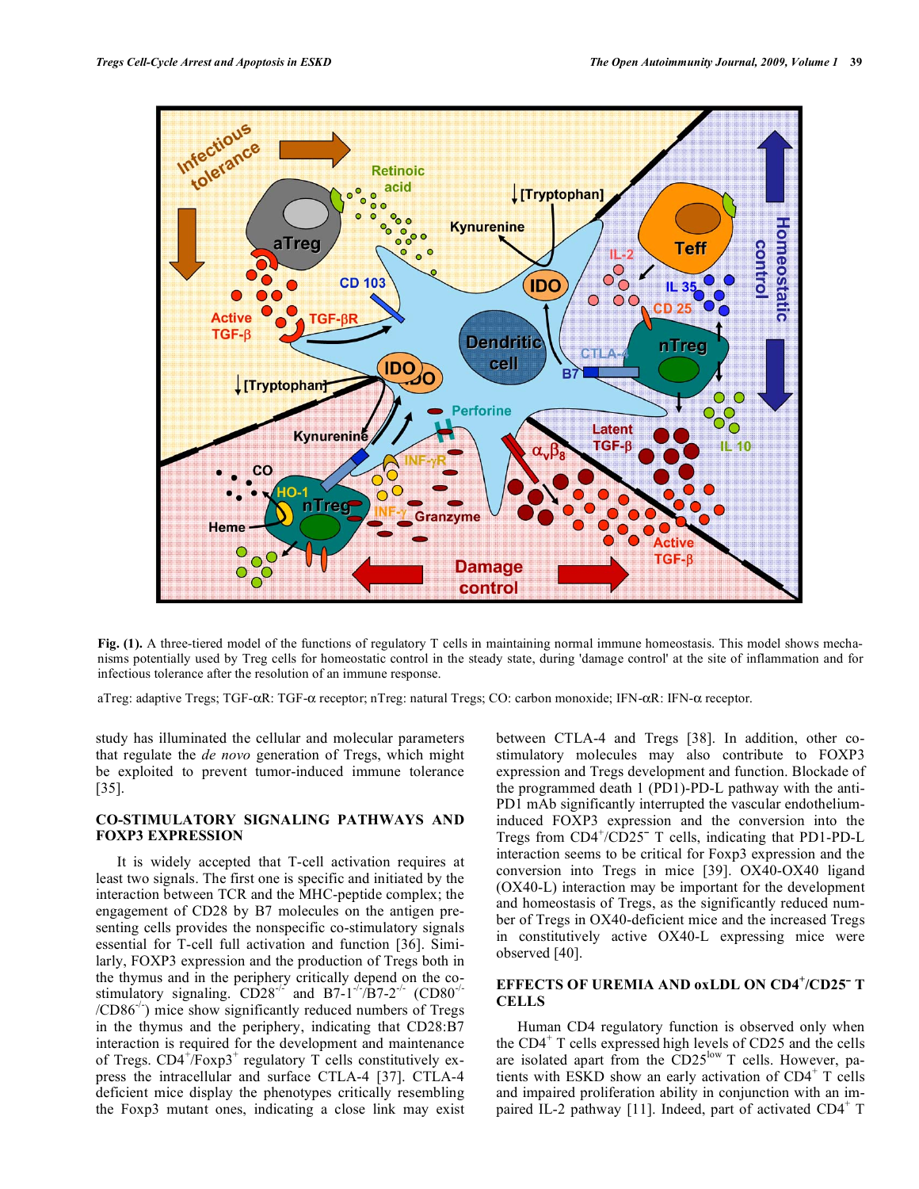**Fig. (1).** A three-tiered model of the functions of regulatory T cells in maintaining normal immune homeostasis. This model shows mechanisms potentially used by Treg cells for homeostatic control in the steady state, during 'damage control' at the site of inflammation and for infectious tolerance after the resolution of an immune response.

aTreg: adaptive Tregs; TGF-αR: TGF-α receptor; nTreg: natural Tregs; CO: carbon monoxide; IFN-αR: IFN-α receptor.

study has illuminated the cellular and molecular parameters that regulate the *de novo* generation of Tregs, which might be exploited to prevent tumor-induced immune tolerance [35].

## CO-STIMULATORY SIGNALING PATHWAYS AND FOXP3 EXPRESSION

It is widely accepted that T-cell activation requires at least two signals. The first one is specific and initiated by the interaction between TCR and the MHC-peptide complex; the engagement of CD28 by B7 molecules on the antigen presenting cells provides the nonspecific co-stimulatory signals essential for T-cell full activation and function [36]. Similarly, FOXP3 expression and the production of Tregs both in the thymus and in the periphery critically depend on the co-stimulatory signaling. $CD28^{-/-}$ and $B7\text{-}1^{-/-}/B7\text{-}2^{-/-}$ ($CD80^{-/-}/CD86^{-/-}$) mice show significantly reduced numbers of Tregs in the thymus and the periphery, indicating that CD28:B7 interaction is required for the development and maintenance of Tregs. $CD4^{+}/Foxp3^{+}$ regulatory T cells constitutively express the intracellular and surface CTLA-4 [37]. CTLA-4 deficient mice display the phenotypes critically resembling the Foxp3 mutant ones, indicating that a close link may exist between CTLA-4 and Tregs [38]. In addition, other co-stimulatory molecules may also contribute to FOXP3 expression and Tregs development and function. Blockade of the programmed death 1 (PD1)-PD-L pathway with the anti-PD1 mAb significantly interrupted the vascular endothelium-induced FOXP3 expression and the conversion into the Tregs from $CD4^{+}/CD25^{-}$ T cells, indicating that PD1-PD-L interaction seems to be critical for Foxp3 expression and the conversion into Tregs in mice [39]. OX40-OX40 ligand (OX40-L) interaction may be important for the development and homeostasis of Tregs, as the significantly reduced number of Tregs in OX40-deficient mice and the increased Tregs in constitutively active OX40-L expressing mice were observed [40].

## EFFECTS OF UREMIA AND oxLDL ON $CD4^{+}/CD25^{-}$ T CELLS

Human CD4 regulatory function is observed only when the $CD4^{+}$ T cells expressed high levels of CD25 and the cells are isolated apart from the $CD25^{low}$ T cells. However, patients with ESKD show an early activation of $CD4^{+}$ T cells and impaired proliferation ability in conjunction with an impaired IL-2 pathway [11]. Indeed, part of activated $CD4^{+}$ T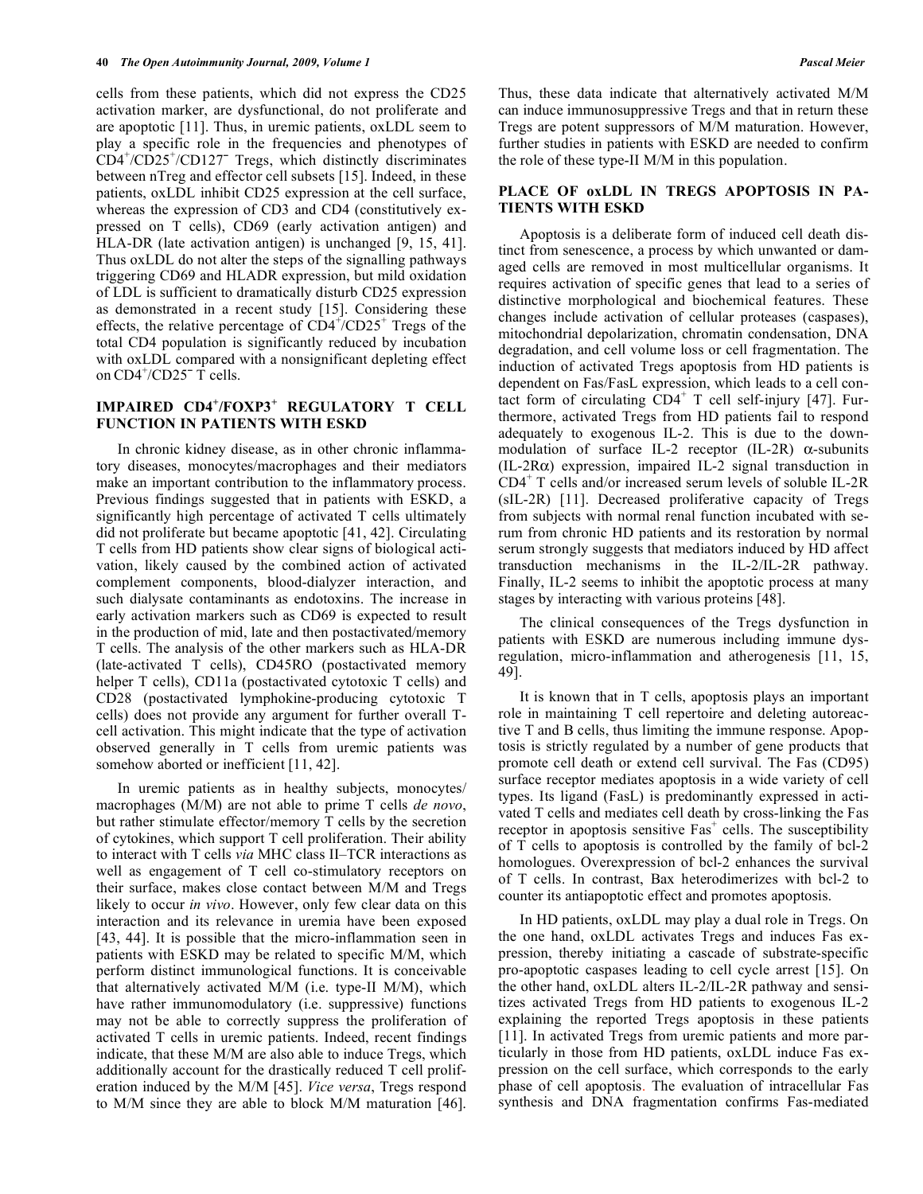cells from these patients, which did not express the CD25 activation marker, are dysfunctional, do not proliferate and are apoptotic [11]. Thus, in uremic patients, oxLDL seem to play a specific role in the frequencies and phenotypes of $CD4^+/CD25^+/CD127^-$ Tregs, which distinctly discriminates between nTreg and effector cell subsets [15]. Indeed, in these patients, oxLDL inhibit CD25 expression at the cell surface, whereas the expression of CD3 and CD4 (constitutively expressed on T cells), CD69 (early activation antigen) and HLA-DR (late activation antigen) is unchanged [9, 15, 41]. Thus oxLDL do not alter the steps of the signalling pathways triggering CD69 and HLADR expression, but mild oxidation of LDL is sufficient to dramatically disturb CD25 expression as demonstrated in a recent study [15]. Considering these effects, the relative percentage of $CD4^+/CD25^+$ Tregs of the total CD4 population is significantly reduced by incubation with oxLDL compared with a nonsignificant depleting effect on $CD4^+/CD25^-$ T cells.

## IMPAIRED $CD4^+/FOXP3^+$ REGULATORY T CELL FUNCTION IN PATIENTS WITH ESKD

In chronic kidney disease, as in other chronic inflammatory diseases, monocytes/macrophages and their mediators make an important contribution to the inflammatory process. Previous findings suggested that in patients with ESKD, a significantly high percentage of activated T cells ultimately did not proliferate but became apoptotic [41, 42]. Circulating T cells from HD patients show clear signs of biological activation, likely caused by the combined action of activated complement components, blood-dialyzer interaction, and such dialysate contaminants as endotoxins. The increase in early activation markers such as CD69 is expected to result in the production of mid, late and then postactivated/memory T cells. The analysis of the other markers such as HLA-DR (late-activated T cells), CD45RO (postactivated memory helper T cells), CD11a (postactivated cytotoxic T cells) and CD28 (postactivated lymphokine-producing cytotoxic T cells) does not provide any argument for further overall T-cell activation. This might indicate that the type of activation observed generally in T cells from uremic patients was somehow aborted or inefficient [11, 42].

In uremic patients as in healthy subjects, monocytes/macrophages (M/M) are not able to prime T cells *de novo*, but rather stimulate effector/memory T cells by the secretion of cytokines, which support T cell proliferation. Their ability to interact with T cells *via* MHC class II–TCR interactions as well as engagement of T cell co-stimulatory receptors on their surface, makes close contact between M/M and Tregs likely to occur *in vivo*. However, only few clear data on this interaction and its relevance in uremia have been exposed [43, 44]. It is possible that the micro-inflammation seen in patients with ESKD may be related to specific M/M, which perform distinct immunological functions. It is conceivable that alternatively activated M/M (i.e. type-II M/M), which have rather immunomodulatory (i.e. suppressive) functions may not be able to correctly suppress the proliferation of activated T cells in uremic patients. Indeed, recent findings indicate, that these M/M are also able to induce Tregs, which additionally account for the drastically reduced T cell proliferation induced by the M/M [45]. *Vice versa*, Tregs respond to M/M since they are able to block M/M maturation [46]. Thus, these data indicate that alternatively activated M/M can induce immunosuppressive Tregs and that in return these Tregs are potent suppressors of M/M maturation. However, further studies in patients with ESKD are needed to confirm the role of these type-II M/M in this population.

## PLACE OF oxLDL IN TREGS APOPTOSIS IN PATIENTS WITH ESKD

Apoptosis is a deliberate form of induced cell death distinct from senescence, a process by which unwanted or damaged cells are removed in most multicellular organisms. It requires activation of specific genes that lead to a series of distinctive morphological and biochemical features. These changes include activation of cellular proteases (caspases), mitochondrial depolarization, chromatin condensation, DNA degradation, and cell volume loss or cell fragmentation. The induction of activated Tregs apoptosis from HD patients is dependent on Fas/FasL expression, which leads to a cell contact form of circulating $CD4^+$ T cell self-injury [47]. Furthermore, activated Tregs from HD patients fail to respond adequately to exogenous IL-2. This is due to the down-modulation of surface IL-2 receptor (IL-2R) $\alpha$-subunits (IL-2R$\alpha$) expression, impaired IL-2 signal transduction in $CD4^+$ T cells and/or increased serum levels of soluble IL-2R (sIL-2R) [11]. Decreased proliferative capacity of Tregs from subjects with normal renal function incubated with serum from chronic HD patients and its restoration by normal serum strongly suggests that mediators induced by HD affect transduction mechanisms in the IL-2/IL-2R pathway. Finally, IL-2 seems to inhibit the apoptotic process at many stages by interacting with various proteins [48].

The clinical consequences of the Tregs dysfunction in patients with ESKD are numerous including immune dysregulation, micro-inflammation and atherogenesis [11, 15, 49].

It is known that in T cells, apoptosis plays an important role in maintaining T cell repertoire and deleting autoreactive T and B cells, thus limiting the immune response. Apoptosis is strictly regulated by a number of gene products that promote cell death or extend cell survival. The Fas (CD95) surface receptor mediates apoptosis in a wide variety of cell types. Its ligand (FasL) is predominantly expressed in activated T cells and mediates cell death by cross-linking the Fas receptor in apoptosis sensitive $Fas^+$ cells. The susceptibility of T cells to apoptosis is controlled by the family of bcl-2 homologues. Overexpression of bcl-2 enhances the survival of T cells. In contrast, Bax heterodimerizes with bcl-2 to counter its antiapoptotic effect and promotes apoptosis.

In HD patients, oxLDL may play a dual role in Tregs. On the one hand, oxLDL activates Tregs and induces Fas expression, thereby initiating a cascade of substrate-specific pro-apoptotic caspases leading to cell cycle arrest [15]. On the other hand, oxLDL alters IL-2/IL-2R pathway and sensitizes activated Tregs from HD patients to exogenous IL-2 explaining the reported Tregs apoptosis in these patients [11]. In activated Tregs from uremic patients and more particularly in those from HD patients, oxLDL induce Fas expression on the cell surface, which corresponds to the early phase of cell apoptosis. The evaluation of intracellular Fas synthesis and DNA fragmentation confirms Fas-mediated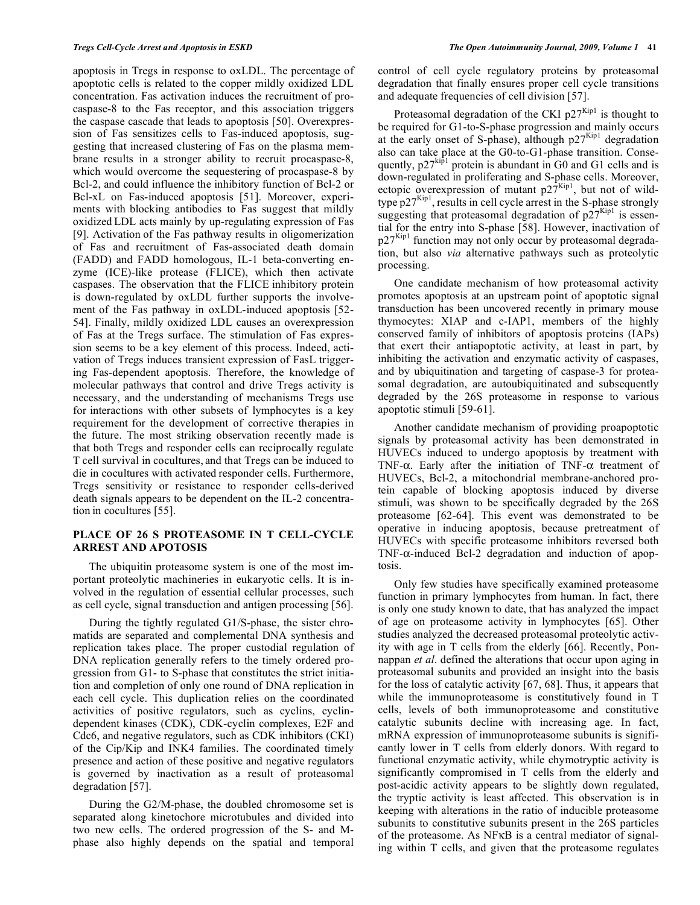apoptosis in Tregs in response to oxLDL. The percentage of apoptotic cells is related to the copper mildly oxidized LDL concentration. Fas activation induces the recruitment of procaspase-8 to the Fas receptor, and this association triggers the caspase cascade that leads to apoptosis [50]. Overexpression of Fas sensitizes cells to Fas-induced apoptosis, suggesting that increased clustering of Fas on the plasma membrane results in a stronger ability to recruit procaspase-8, which would overcome the sequestering of procaspase-8 by Bcl-2, and could influence the inhibitory function of Bcl-2 or Bcl-xL on Fas-induced apoptosis [51]. Moreover, experiments with blocking antibodies to Fas suggest that mildly oxidized LDL acts mainly by up-regulating expression of Fas [9]. Activation of the Fas pathway results in oligomerization of Fas and recruitment of Fas-associated death domain (FADD) and FADD homologous, IL-1 beta-converting enzyme (ICE)-like protease (FLICE), which then activate caspases. The observation that the FLICE inhibitory protein is down-regulated by oxLDL further supports the involvement of the Fas pathway in oxLDL-induced apoptosis [52-54]. Finally, mildly oxidized LDL causes an overexpression of Fas at the Tregs surface. The stimulation of Fas expression seems to be a key element of this process. Indeed, activation of Tregs induces transient expression of FasL triggering Fas-dependent apoptosis. Therefore, the knowledge of molecular pathways that control and drive Tregs activity is necessary, and the understanding of mechanisms Tregs use for interactions with other subsets of lymphocytes is a key requirement for the development of corrective therapies in the future. The most striking observation recently made is that both Tregs and responder cells can reciprocally regulate T cell survival in cocultures, and that Tregs can be induced to die in cocultures with activated responder cells. Furthermore, Tregs sensitivity or resistance to responder cells-derived death signals appears to be dependent on the IL-2 concentration in cocultures [55].

## PLACE OF 26 S PROTEASOME IN T CELL-CYCLE ARREST AND APOTOSIS

The ubiquitin proteasome system is one of the most important proteolytic machineries in eukaryotic cells. It is involved in the regulation of essential cellular processes, such as cell cycle, signal transduction and antigen processing [56].

During the tightly regulated G1/S-phase, the sister chromatids are separated and complemental DNA synthesis and replication takes place. The proper custodial regulation of DNA replication generally refers to the timely ordered progression from G1- to S-phase that constitutes the strict initiation and completion of only one round of DNA replication in each cell cycle. This duplication relies on the coordinated activities of positive regulators, such as cyclins, cyclin-dependent kinases (CDK), CDK-cyclin complexes, E2F and Cdc6, and negative regulators, such as CDK inhibitors (CKI) of the Cip/Kip and INK4 families. The coordinated timely presence and action of these positive and negative regulators is governed by inactivation as a result of proteasomal degradation [57].

During the G2/M-phase, the doubled chromosome set is separated along kinetochore microtubules and divided into two new cells. The ordered progression of the S- and M-phase also highly depends on the spatial and temporal control of cell cycle regulatory proteins by proteasomal degradation that finally ensures proper cell cycle transitions and adequate frequencies of cell division [57].

Proteasomal degradation of the CKI $p27^{Kip1}$ is thought to be required for G1-to-S-phase progression and mainly occurs at the early onset of S-phase), although $p27^{Kip1}$ degradation also can take place at the G0-to-G1-phase transition. Consequently, $p27^{kip1}$ protein is abundant in G0 and G1 cells and is down-regulated in proliferating and S-phase cells. Moreover, ectopic overexpression of mutant $p27^{Kip1}$, but not of wild-type $p27^{Kip1}$, results in cell cycle arrest in the S-phase strongly suggesting that proteasomal degradation of $p27^{Kip1}$ is essential for the entry into S-phase [58]. However, inactivation of $p27^{Kip1}$ function may not only occur by proteasomal degradation, but also *via* alternative pathways such as proteolytic processing.

One candidate mechanism of how proteasomal activity promotes apoptosis at an upstream point of apoptotic signal transduction has been uncovered recently in primary mouse thymocytes: XIAP and c-IAP1, members of the highly conserved family of inhibitors of apoptosis proteins (IAPs) that exert their antiapoptotic activity, at least in part, by inhibiting the activation and enzymatic activity of caspases, and by ubiquitination and targeting of caspase-3 for proteasomal degradation, are autoubiquitinated and subsequently degraded by the 26S proteasome in response to various apoptotic stimuli [59-61].

Another candidate mechanism of providing proapoptotic signals by proteasomal activity has been demonstrated in HUVECs induced to undergo apoptosis by treatment with TNF-α. Early after the initiation of TNF-α treatment of HUVECs, Bcl-2, a mitochondrial membrane-anchored protein capable of blocking apoptosis induced by diverse stimuli, was shown to be specifically degraded by the 26S proteasome [62-64]. This event was demonstrated to be operative in inducing apoptosis, because pretreatment of HUVECs with specific proteasome inhibitors reversed both TNF-α-induced Bcl-2 degradation and induction of apoptosis.

Only few studies have specifically examined proteasome function in primary lymphocytes from human. In fact, there is only one study known to date, that has analyzed the impact of age on proteasome activity in lymphocytes [65]. Other studies analyzed the decreased proteasomal proteolytic activity with age in T cells from the elderly [66]. Recently, Ponnappan *et al*. defined the alterations that occur upon aging in proteasomal subunits and provided an insight into the basis for the loss of catalytic activity [67, 68]. Thus, it appears that while the immunoproteasome is constitutively found in T cells, levels of both immunoproteasome and constitutive catalytic subunits decline with increasing age. In fact, mRNA expression of immunoproteasome subunits is significantly lower in T cells from elderly donors. With regard to functional enzymatic activity, while chymotryptic activity is significantly compromised in T cells from the elderly and post-acidic activity appears to be slightly down regulated, the tryptic activity is least affected. This observation is in keeping with alterations in the ratio of inducible proteasome subunits to constitutive subunits present in the 26S particles of the proteasome. As NFκB is a central mediator of signaling within T cells, and given that the proteasome regulates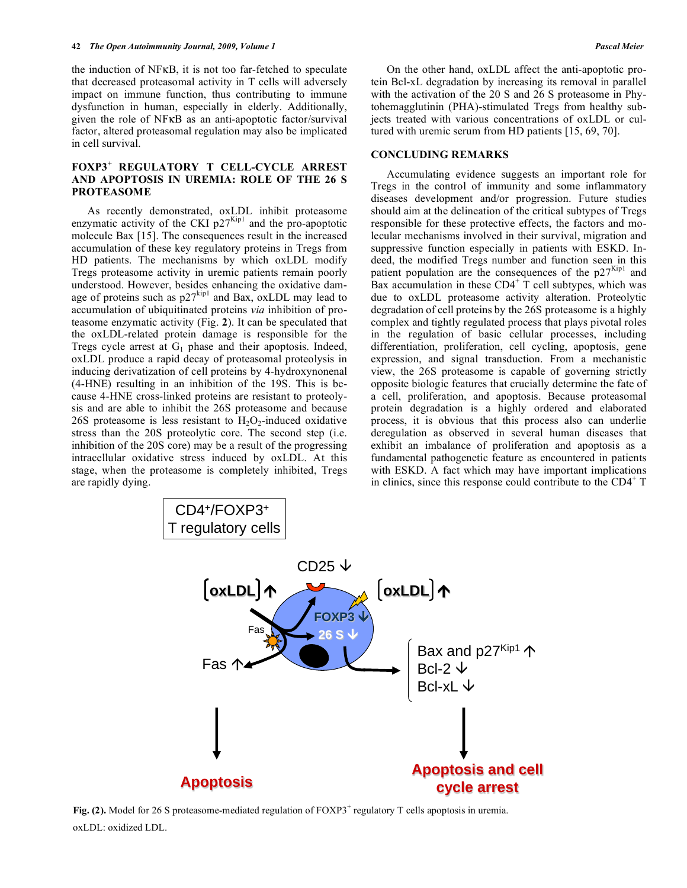the induction of NFκB, it is not too far-fetched to speculate that decreased proteasomal activity in T cells will adversely impact on immune function, thus contributing to immune dysfunction in human, especially in elderly. Additionally, given the role of NFκB as an anti-apoptotic factor/survival factor, altered proteasomal regulation may also be implicated in cell survival.

## FOXP3+ REGULATORY T CELL-CYCLE ARREST AND APOPTOSIS IN UREMIA: ROLE OF THE 26 S PROTEASOME

As recently demonstrated, oxLDL inhibit proteasome enzymatic activity of the CKI $p27^{Kip1}$ and the pro-apoptotic molecule Bax [15]. The consequences result in the increased accumulation of these key regulatory proteins in Tregs from HD patients. The mechanisms by which oxLDL modify Tregs proteasome activity in uremic patients remain poorly understood. However, besides enhancing the oxidative damage of proteins such as $p27^{kip1}$ and Bax, oxLDL may lead to accumulation of ubiquitinated proteins *via* inhibition of proteasome enzymatic activity (Fig. **2**). It can be speculated that the oxLDL-related protein damage is responsible for the Tregs cycle arrest at $G_1$ phase and their apoptosis. Indeed, oxLDL produce a rapid decay of proteasomal proteolysis in inducing derivatization of cell proteins by 4-hydroxynonenal (4-HNE) resulting in an inhibition of the 19S. This is because 4-HNE cross-linked proteins are resistant to proteolysis and are able to inhibit the 26S proteasome and because 26S proteasome is less resistant to $H_2O_2$-induced oxidative stress than the 20S proteolytic core. The second step (i.e. inhibition of the 20S core) may be a result of the progressing intracellular oxidative stress induced by oxLDL. At this stage, when the proteasome is completely inhibited, Tregs are rapidly dying.

On the other hand, oxLDL affect the anti-apoptotic protein Bcl-xL degradation by increasing its removal in parallel with the activation of the 20 S and 26 S proteasome in Phytohemagglutinin (PHA)-stimulated Tregs from healthy subjects treated with various concentrations of oxLDL or cultured with uremic serum from HD patients [15, 69, 70].

## CONCLUDING REMARKS

Accumulating evidence suggests an important role for Tregs in the control of immunity and some inflammatory diseases development and/or progression. Future studies should aim at the delineation of the critical subtypes of Tregs responsible for these protective effects, the factors and molecular mechanisms involved in their survival, migration and suppressive function especially in patients with ESKD. Indeed, the modified Tregs number and function seen in this patient population are the consequences of the $p27^{Kip1}$ and Bax accumulation in these $CD4^+$ T cell subtypes, which was due to oxLDL proteasome activity alteration. Proteolytic degradation of cell proteins by the 26S proteasome is a highly complex and tightly regulated process that plays pivotal roles in the regulation of basic cellular processes, including differentiation, proliferation, cell cycling, apoptosis, gene expression, and signal transduction. From a mechanistic view, the 26S proteasome is capable of governing strictly opposite biologic features that crucially determine the fate of a cell, proliferation, and apoptosis. Because proteasomal protein degradation is a highly ordered and elaborated process, it is obvious that this process also can underlie deregulation as observed in several human diseases that exhibit an imbalance of proliferation and apoptosis as a fundamental pathogenetic feature as encountered in patients with ESKD. A fact which may have important implications in clinics, since this response could contribute to the $CD4^+$ T

**Fig. (2).** Model for 26 S proteasome-mediated regulation of $FOXP3^+$ regulatory T cells apoptosis in uremia.
oxLDL: oxidized LDL.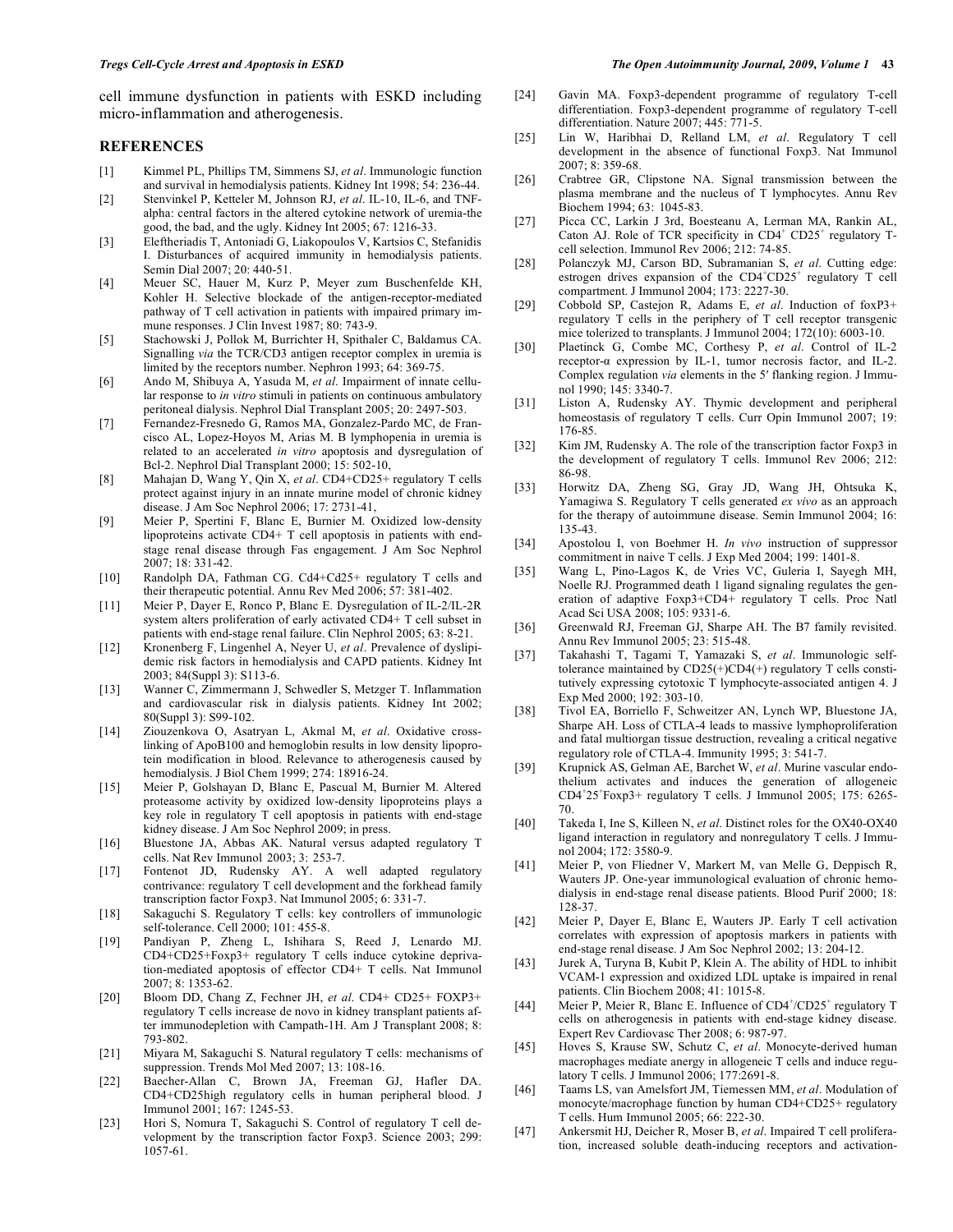cell immune dysfunction in patients with ESKD including micro-inflammation and atherogenesis.

## REFERENCES

[1] Kimmel PL, Phillips TM, Simmens SJ, *et al*. Immunologic function and survival in hemodialysis patients. Kidney Int 1998; 54: 236-44.

[2] Stenvinkel P, Ketteler M, Johnson RJ, *et al*. IL-10, IL-6, and TNF-alpha: central factors in the altered cytokine network of uremia-the good, the bad, and the ugly. Kidney Int 2005; 67: 1216-33.

[3] Eleftheriadis T, Antoniadi G, Liakopoulos V, Kartsios C, Stefanidis I. Disturbances of acquired immunity in hemodialysis patients. Semin Dial 2007; 20: 440-51.

[4] Meuer SC, Hauer M, Kurz P, Meyer zum Buschenfelde KH, Kohler H. Selective blockade of the antigen-receptor-mediated pathway of T cell activation in patients with impaired primary immune responses. J Clin Invest 1987; 80: 743-9.

[5] Stachowski J, Pollok M, Burrichter H, Spithaler C, Baldamus CA. Signalling *via* the TCR/CD3 antigen receptor complex in uremia is limited by the receptors number. Nephron 1993; 64: 369-75.

[6] Ando M, Shibuya A, Yasuda M, *et al*. Impairment of innate cellular response to *in vitro* stimuli in patients on continuous ambulatory peritoneal dialysis. Nephrol Dial Transplant 2005; 20: 2497-503.

[7] Fernandez-Fresnedo G, Ramos MA, Gonzalez-Pardo MC, de Francisco AL, Lopez-Hoyos M, Arias M. B lymphopenia in uremia is related to an accelerated *in vitro* apoptosis and dysregulation of Bcl-2. Nephrol Dial Transplant 2000; 15: 502-10,

[8] Mahajan D, Wang Y, Qin X, *et al*. CD4+CD25+ regulatory T cells protect against injury in an innate murine model of chronic kidney disease. J Am Soc Nephrol 2006; 17: 2731-41,

[9] Meier P, Spertini F, Blanc E, Burnier M. Oxidized low-density lipoproteins activate CD4+ T cell apoptosis in patients with end-stage renal disease through Fas engagement. J Am Soc Nephrol 2007; 18: 331-42.

[10] Randolph DA, Fathman CG. Cd4+Cd25+ regulatory T cells and their therapeutic potential. Annu Rev Med 2006; 57: 381-402.

[11] Meier P, Dayer E, Ronco P, Blanc E. Dysregulation of IL-2/IL-2R system alters proliferation of early activated CD4+ T cell subset in patients with end-stage renal failure. Clin Nephrol 2005; 63: 8-21.

[12] Kronenberg F, Lingenhel A, Neyer U, *et al*. Prevalence of dyslipidemic risk factors in hemodialysis and CAPD patients. Kidney Int 2003; 84(Suppl 3): S113-6.

[13] Wanner C, Zimmermann J, Schwedler S, Metzger T. Inflammation and cardiovascular risk in dialysis patients. Kidney Int 2002; 80(Suppl 3): S99-102.

[14] Ziouzenkova O, Asatryan L, Akmal M, *et al*. Oxidative cross-linking of ApoB100 and hemoglobin results in low density lipoprotein modification in blood. Relevance to atherogenesis caused by hemodialysis. J Biol Chem 1999; 274: 18916-24.

[15] Meier P, Golshayan D, Blanc E, Pascual M, Burnier M. Altered proteasome activity by oxidized low-density lipoproteins plays a key role in regulatory T cell apoptosis in patients with end-stage kidney disease. J Am Soc Nephrol 2009; in press.

[16] Bluestone JA, Abbas AK. Natural versus adapted regulatory T cells. Nat Rev Immunol 2003; 3: 253-7.

[17] Fontenot JD, Rudensky AY. A well adapted regulatory contrivance: regulatory T cell development and the forkhead family transcription factor Foxp3. Nat Immunol 2005; 6: 331-7.

[18] Sakaguchi S. Regulatory T cells: key controllers of immunologic self-tolerance. Cell 2000; 101: 455-8.

[19] Pandiyan P, Zheng L, Ishihara S, Reed J, Lenardo MJ. CD4+CD25+Foxp3+ regulatory T cells induce cytokine deprivation-mediated apoptosis of effector CD4+ T cells. Nat Immunol 2007; 8: 1353-62.

[20] Bloom DD, Chang Z, Fechner JH, *et al*. CD4+ CD25+ FOXP3+ regulatory T cells increase de novo in kidney transplant patients after immunodepletion with Campath-1H. Am J Transplant 2008; 8: 793-802.

[21] Miyara M, Sakaguchi S. Natural regulatory T cells: mechanisms of suppression. Trends Mol Med 2007; 13: 108-16.

[22] Baecher-Allan C, Brown JA, Freeman GJ, Hafler DA. CD4+CD25high regulatory cells in human peripheral blood. J Immunol 2001; 167: 1245-53.

[23] Hori S, Nomura T, Sakaguchi S. Control of regulatory T cell development by the transcription factor Foxp3. Science 2003; 299: 1057-61.

[24] Gavin MA. Foxp3-dependent programme of regulatory T-cell differentiation. Foxp3-dependent programme of regulatory T-cell differentiation. Nature 2007; 445: 771-5.

[25] Lin W, Haribhai D, Relland LM, *et al*. Regulatory T cell development in the absence of functional Foxp3. Nat Immunol 2007; 8: 359-68.

[26] Crabtree GR, Clipstone NA. Signal transmission between the plasma membrane and the nucleus of T lymphocytes. Annu Rev Biochem 1994; 63: 1045-83.

[27] Picca CC, Larkin J 3rd, Boesteanu A, Lerman MA, Rankin AL, Caton AJ. Role of TCR specificity in CD4+ CD25+ regulatory T-cell selection. Immunol Rev 2006; 212: 74-85.

[28] Polanczyk MJ, Carson BD, Subramanian S, *et al*. Cutting edge: estrogen drives expansion of the CD4+CD25+ regulatory T cell compartment. J Immunol 2004; 173: 2227-30.

[29] Cobbold SP, Castejon R, Adams E, *et al*. Induction of foxP3+ regulatory T cells in the periphery of T cell receptor transgenic mice tolerized to transplants. J Immunol 2004; 172(10): 6003-10.

[30] Plaetinck G, Combe MC, Corthesy P, *et al*. Control of IL-2 receptor-α expression by IL-1, tumor necrosis factor, and IL-2. Complex regulation *via* elements in the 5′ flanking region. J Immunol 1990; 145: 3340-7.

[31] Liston A, Rudensky AY. Thymic development and peripheral homeostasis of regulatory T cells. Curr Opin Immunol 2007; 19: 176-85.

[32] Kim JM, Rudensky A. The role of the transcription factor Foxp3 in the development of regulatory T cells. Immunol Rev 2006; 212: 86-98.

[33] Horwitz DA, Zheng SG, Gray JD, Wang JH, Ohtsuka K, Yamagiwa S. Regulatory T cells generated *ex vivo* as an approach for the therapy of autoimmune disease. Semin Immunol 2004; 16: 135-43.

[34] Apostolou I, von Boehmer H. *In vivo* instruction of suppressor commitment in naive T cells. J Exp Med 2004; 199: 1401-8.

[35] Wang L, Pino-Lagos K, de Vries VC, Guleria I, Sayegh MH, Noelle RJ. Programmed death 1 ligand signaling regulates the generation of adaptive Foxp3+CD4+ regulatory T cells. Proc Natl Acad Sci USA 2008; 105: 9331-6.

[36] Greenwald RJ, Freeman GJ, Sharpe AH. The B7 family revisited. Annu Rev Immunol 2005; 23: 515-48.

[37] Takahashi T, Tagami T, Yamazaki S, *et al*. Immunologic self-tolerance maintained by CD25(+)CD4(+) regulatory T cells constitutively expressing cytotoxic T lymphocyte-associated antigen 4. J Exp Med 2000; 192: 303-10.

[38] Tivol EA, Borriello F, Schweitzer AN, Lynch WP, Bluestone JA, Sharpe AH. Loss of CTLA-4 leads to massive lymphoproliferation and fatal multiorgan tissue destruction, revealing a critical negative regulatory role of CTLA-4. Immunity 1995; 3: 541-7.

[39] Krupnick AS, Gelman AE, Barchet W, *et al*. Murine vascular endothelium activates and induces the generation of allogeneic CD4+25+Foxp3+ regulatory T cells. J Immunol 2005; 175: 6265-70.

[40] Takeda I, Ine S, Killeen N, *et al*. Distinct roles for the OX40-OX40 ligand interaction in regulatory and nonregulatory T cells. J Immunol 2004; 172: 3580-9.

[41] Meier P, von Fliedner V, Markert M, van Melle G, Deppisch R, Wauters JP. One-year immunological evaluation of chronic hemodialysis in end-stage renal disease patients. Blood Purif 2000; 18: 128-37.

[42] Meier P, Dayer E, Blanc E, Wauters JP. Early T cell activation correlates with expression of apoptosis markers in patients with end-stage renal disease. J Am Soc Nephrol 2002; 13: 204-12.

[43] Jurek A, Turyna B, Kubit P, Klein A. The ability of HDL to inhibit VCAM-1 expression and oxidized LDL uptake is impaired in renal patients. Clin Biochem 2008; 41: 1015-8.

[44] Meier P, Meier R, Blanc E. Influence of CD4+/CD25+ regulatory T cells on atherogenesis in patients with end-stage kidney disease. Expert Rev Cardiovasc Ther 2008; 6: 987-97.

[45] Hoves S, Krause SW, Schutz C, *et al*. Monocyte-derived human macrophages mediate anergy in allogeneic T cells and induce regulatory T cells. J Immunol 2006; 177:2691-8.

[46] Taams LS, van Amelsfort JM, Tiemessen MM, *et al*. Modulation of monocyte/macrophage function by human CD4+CD25+ regulatory T cells. Hum Immunol 2005; 66: 222-30.

[47] Ankersmit HJ, Deicher R, Moser B, *et al*. Impaired T cell proliferation, increased soluble death-inducing receptors and activation-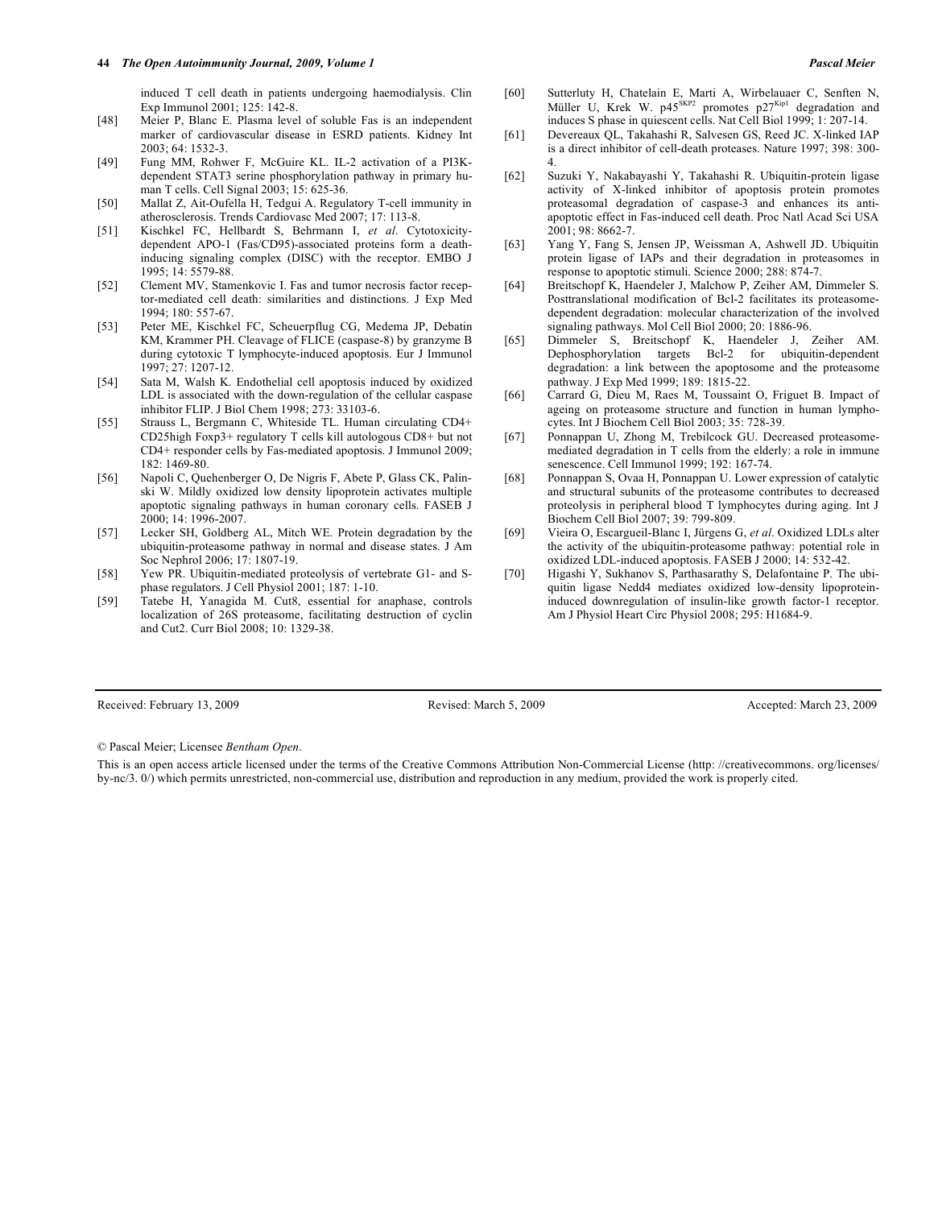induced T cell death in patients undergoing haemodialysis. Clin Exp Immunol 2001; 125: 142-8.

[48] Meier P, Blanc E. Plasma level of soluble Fas is an independent marker of cardiovascular disease in ESRD patients. Kidney Int 2003; 64: 1532-3.

[49] Fung MM, Rohwer F, McGuire KL. IL-2 activation of a PI3K-dependent STAT3 serine phosphorylation pathway in primary human T cells. Cell Signal 2003; 15: 625-36.

[50] Mallat Z, Ait-Oufella H, Tedgui A. Regulatory T-cell immunity in atherosclerosis. Trends Cardiovasc Med 2007; 17: 113-8.

[51] Kischkel FC, Hellbardt S, Behrmann I, *et al*. Cytotoxicity-dependent APO-1 (Fas/CD95)-associated proteins form a death-inducing signaling complex (DISC) with the receptor. EMBO J 1995; 14: 5579-88.

[52] Clement MV, Stamenkovic I. Fas and tumor necrosis factor receptor-mediated cell death: similarities and distinctions. J Exp Med 1994; 180: 557-67.

[53] Peter ME, Kischkel FC, Scheuerpflug CG, Medema JP, Debatin KM, Krammer PH. Cleavage of FLICE (caspase-8) by granzyme B during cytotoxic T lymphocyte-induced apoptosis. Eur J Immunol 1997; 27: 1207-12.

[54] Sata M, Walsh K. Endothelial cell apoptosis induced by oxidized LDL is associated with the down-regulation of the cellular caspase inhibitor FLIP. J Biol Chem 1998; 273: 33103-6.

[55] Strauss L, Bergmann C, Whiteside TL. Human circulating CD4+ CD25high Foxp3+ regulatory T cells kill autologous CD8+ but not CD4+ responder cells by Fas-mediated apoptosis. J Immunol 2009; 182: 1469-80.

[56] Napoli C, Quehenberger O, De Nigris F, Abete P, Glass CK, Palinski W. Mildly oxidized low density lipoprotein activates multiple apoptotic signaling pathways in human coronary cells. FASEB J 2000; 14: 1996-2007.

[57] Lecker SH, Goldberg AL, Mitch WE. Protein degradation by the ubiquitin-proteasome pathway in normal and disease states. J Am Soc Nephrol 2006; 17: 1807-19.

[58] Yew PR. Ubiquitin-mediated proteolysis of vertebrate G1- and S-phase regulators. J Cell Physiol 2001; 187: 1-10.

[59] Tatebe H, Yanagida M. Cut8, essential for anaphase, controls localization of 26S proteasome, facilitating destruction of cyclin and Cut2. Curr Biol 2008; 10: 1329-38.

[60] Sutterluty H, Chatelain E, Marti A, Wirbelauaer C, Senften N, Müller U, Krek W. p45[SKP2] promotes p27[Kip1] degradation and induces S phase in quiescent cells. Nat Cell Biol 1999; 1: 207-14.

[61] Devereaux QL, Takahashi R, Salvesen GS, Reed JC. X-linked IAP is a direct inhibitor of cell-death proteases. Nature 1997; 398: 300-4.

[62] Suzuki Y, Nakabayashi Y, Takahashi R. Ubiquitin-protein ligase activity of X-linked inhibitor of apoptosis protein promotes proteasomal degradation of caspase-3 and enhances its anti-apoptotic effect in Fas-induced cell death. Proc Natl Acad Sci USA 2001; 98: 8662-7.

[63] Yang Y, Fang S, Jensen JP, Weissman A, Ashwell JD. Ubiquitin protein ligase of IAPs and their degradation in proteasomes in response to apoptotic stimuli. Science 2000; 288: 874-7.

[64] Breitschopf K, Haendeler J, Malchow P, Zeiher AM, Dimmeler S. Posttranslational modification of Bcl-2 facilitates its proteasome-dependent degradation: molecular characterization of the involved signaling pathways. Mol Cell Biol 2000; 20: 1886-96.

[65] Dimmeler S, Breitschopf K, Haendeler J, Zeiher AM. Dephosphorylation targets Bcl-2 for ubiquitin-dependent degradation: a link between the apoptosome and the proteasome pathway. J Exp Med 1999; 189: 1815-22.

[66] Carrard G, Dieu M, Raes M, Toussaint O, Friguet B. Impact of ageing on proteasome structure and function in human lymphocytes. Int J Biochem Cell Biol 2003; 35: 728-39.

[67] Ponnappan U, Zhong M, Trebilcock GU. Decreased proteasome-mediated degradation in T cells from the elderly: a role in immune senescence. Cell Immunol 1999; 192: 167-74.

[68] Ponnappan S, Ovaa H, Ponnappan U. Lower expression of catalytic and structural subunits of the proteasome contributes to decreased proteolysis in peripheral blood T lymphocytes during aging. Int J Biochem Cell Biol 2007; 39: 799-809.

[69] Vieira O, Escargueil-Blanc I, Jürgens G, *et al*. Oxidized LDLs alter the activity of the ubiquitin-proteasome pathway: potential role in oxidized LDL-induced apoptosis. FASEB J 2000; 14: 532-42.

[70] Higashi Y, Sukhanov S, Parthasarathy S, Delafontaine P. The ubiquitin ligase Nedd4 mediates oxidized low-density lipoprotein-induced downregulation of insulin-like growth factor-1 receptor. Am J Physiol Heart Circ Physiol 2008; 295: H1684-9.

---

Received: February 13, 2009 Revised: March 5, 2009 Accepted: March 23, 2009

© Pascal Meier; Licensee *Bentham Open*.

This is an open access article licensed under the terms of the Creative Commons Attribution Non-Commercial License (http: //creativecommons. org/licenses/ by-nc/3. 0/) which permits unrestricted, non-commercial use, distribution and reproduction in any medium, provided the work is properly cited.